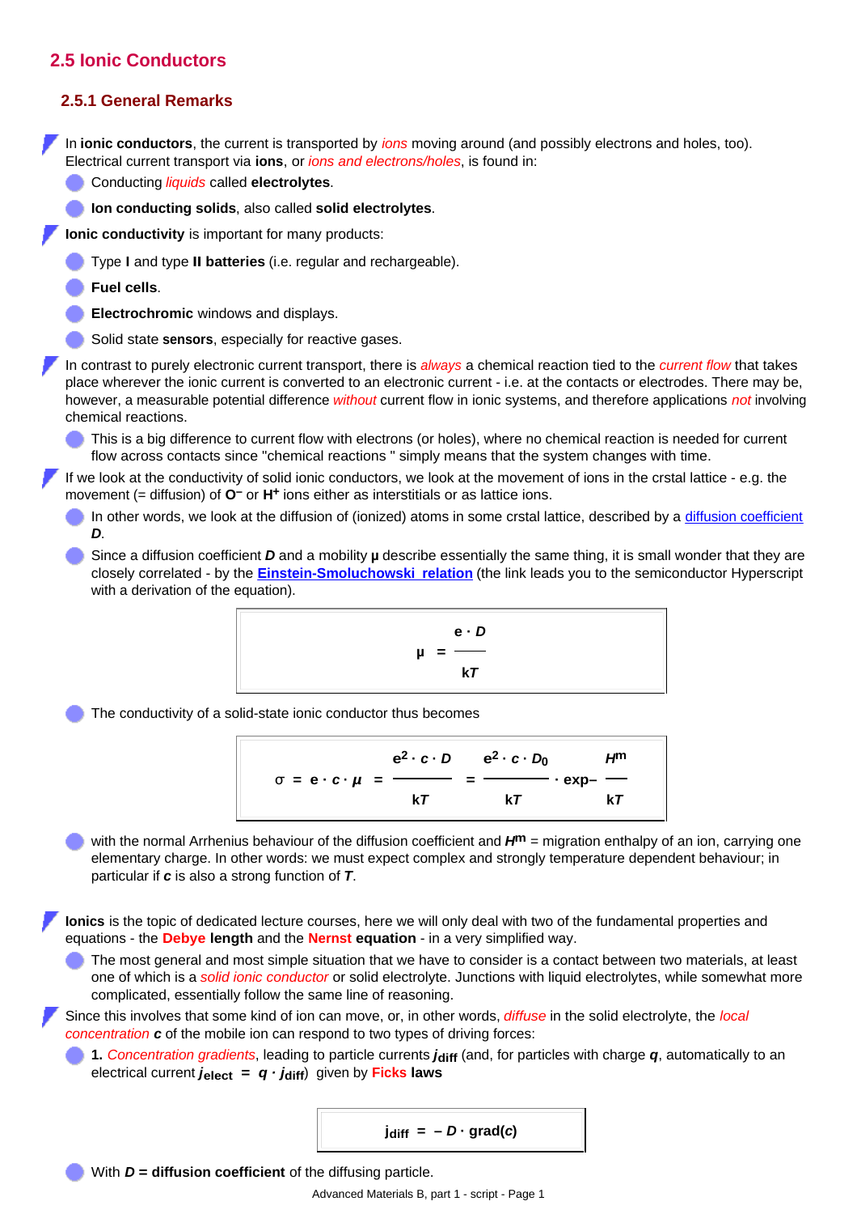## 2.5 Ionic Conductors

### 2.5.1 General Remarks

In **ionic conductors**, the current is transported by *ions* moving around (and possibly electrons and holes, too). Electrical current transport via **ions**, or *ions and electrons/holes*, is found in:

- Conducting *liquids* called **electrolytes**.
- **Ion conducting solids**, also called **solid electrolytes**.

**Ionic conductivity** is important for many products:

- Type **I** and type **II batteries** (i.e. regular and rechargeable).
- **Fuel cells**.
- **Electrochromic** windows and displays.
- Solid state **sensors**, especially for reactive gases.

In contrast to purely electronic current transport, there is *always* a chemical reaction tied to the *current flow* that takes place wherever the ionic current is converted to an electronic current - i.e. at the contacts or electrodes. There may be, however, a measurable potential difference *without* current flow in ionic systems, and therefore applications *not* involving chemical reactions.

- This is a big difference to current flow with electrons (or holes), where no chemical reaction is needed for current flow across contacts since "chemical reactions " simply means that the system changes with time.

If we look at the conductivity of solid ionic conductors, we look at the movement of ions in the crstal lattice - e.g. the movement (= diffusion) of $O^-$ or $H^+$ ions either as interstitials or as lattice ions.

- In other words, we look at the diffusion of (ionized) atoms in some crstal lattice, described by a diffusion coefficient ***D***.
- Since a diffusion coefficient ***D*** and a mobility **μ** describe essentially the same thing, it is small wonder that they are closely correlated - by the **Einstein-Smoluchowski relation** (the link leads you to the semiconductor Hyperscript with a derivation of the equation).

$$\mu = \frac{e \cdot D}{kT}$$

- The conductivity of a solid-state ionic conductor thus becomes

$$\sigma = e \cdot c \cdot \mu = \frac{e^2 \cdot c \cdot D}{kT} = \frac{e^2 \cdot c \cdot D_0}{kT} \cdot \exp-\frac{H^m}{kT}$$

- with the normal Arrhenius behaviour of the diffusion coefficient and $H^m$ = migration enthalpy of an ion, carrying one elementary charge. In other words: we must expect complex and strongly temperature dependent behaviour; in particular if $c$ is also a strong function of $T$.

**Ionics** is the topic of dedicated lecture courses, here we will only deal with two of the fundamental properties and equations - the **Debye length** and the **Nernst equation** - in a very simplified way.

- The most general and most simple situation that we have to consider is a contact between two materials, at least one of which is a *solid ionic conductor* or solid electrolyte. Junctions with liquid electrolytes, while somewhat more complicated, essentially follow the same line of reasoning.

Since this involves that some kind of ion can move, or, in other words, *diffuse* in the solid electrolyte, the *local concentration* $c$ of the mobile ion can respond to two types of driving forces:

- **1.** *Concentration gradients*, leading to particle currents $j_{diff}$ (and, for particles with charge $q$, automatically to an electrical current $j_{elect} = q \cdot j_{diff}$) given by **Ficks laws**

$$j_{diff} = -D \cdot \text{grad}(c)$$

- With **$D$ = diffusion coefficient** of the diffusing particle.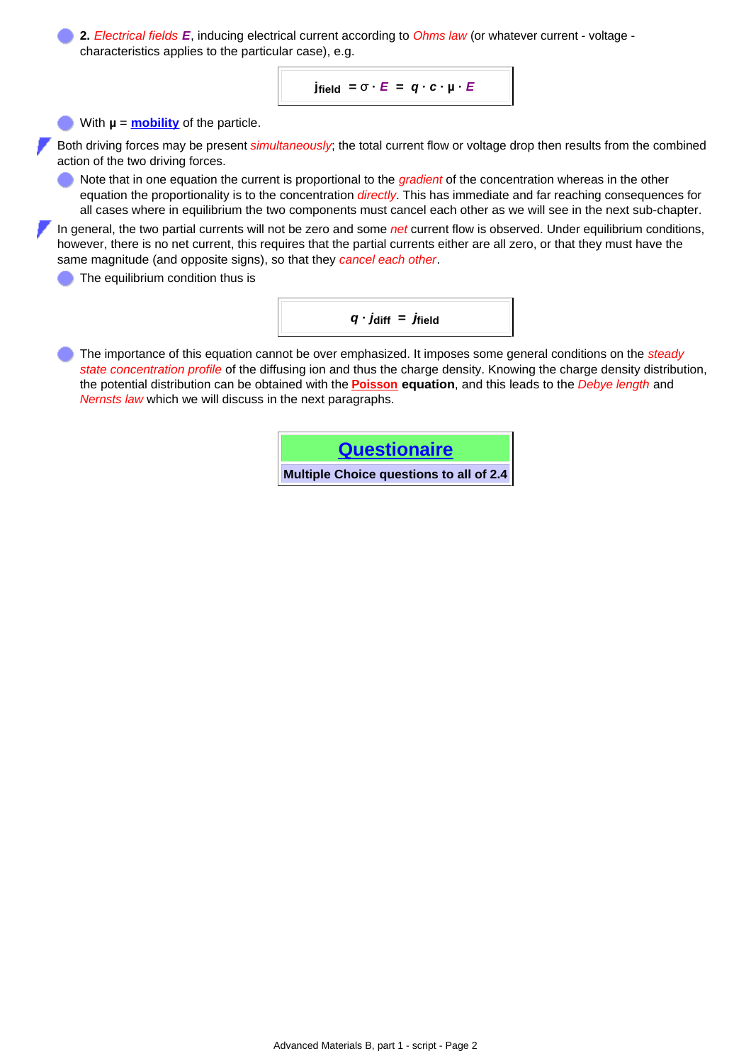- **2.** *Electrical fields **E***, inducing electrical current according to *Ohms law* (or whatever current - voltage - characteristics applies to the particular case), e.g.

$$j_{\text{field}} = \sigma \cdot E = q \cdot c \cdot \mu \cdot E$$

- With **μ** = **mobility** of the particle.

Both driving forces may be present *simultaneously*; the total current flow or voltage drop then results from the combined action of the two driving forces.

- Note that in one equation the current is proportional to the *gradient* of the concentration whereas in the other equation the proportionality is to the concentration *directly*. This has immediate and far reaching consequences for all cases where in equilibrium the two components must cancel each other as we will see in the next sub-chapter.

In general, the two partial currents will not be zero and some *net* current flow is observed. Under equilibrium conditions, however, there is no net current, this requires that the partial currents either are all zero, or that they must have the same magnitude (and opposite signs), so that they *cancel each other*.

- The equilibrium condition thus is

$$q \cdot j_{\text{diff}} = j_{\text{field}}$$

- The importance of this equation cannot be over emphasized. It imposes some general conditions on the *steady state concentration profile* of the diffusing ion and thus the charge density. Knowing the charge density distribution, the potential distribution can be obtained with the **Poisson equation**, and this leads to the *Debye length* and *Nernsts law* which we will discuss in the next paragraphs.

| **Questionaire** |
|---|
| **Multiple Choice questions to all of 2.4** |